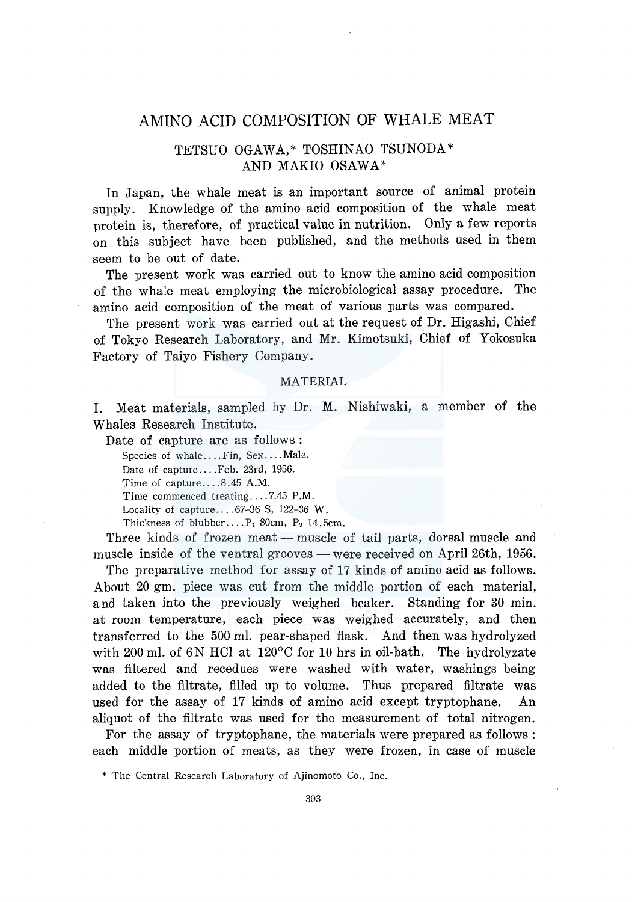# AMINO ACID COMPOSITION OF WHALE MEAT

TETSUO OGAWA,* TOSHINAO TSUNODA* AND MAKIO OSAWA*

In Japan, the whale meat is an important source of animal protein supply. Knowledge of the amino acid composition of the whale meat protein is, therefore, of practical value in nutrition. Only a few reports on this subject have been published, and the methods used in them seem to be out of date.

The present work was carried out to know the amino acid composition of the whale meat employing the microbiological assay procedure. The amino acid composition of the meat of various parts was compared.

The present work was carried out at the request of Dr. Higashi, Chief of Tokyo Research Laboratory, and Mr. Kimotsuki, Chief of Yokosuka Factory of Taiyo Fishery Company.

## MATERIAL

I. Meat materials, sampled by Dr. M. Nishiwaki, a member of the Whales Research Institute.

Date of capture are as follows:

Species of whale....Fin, Sex....Male.
Date of capture....Feb. 23rd, 1956.
Time of capture....8.45 A.M.
Time commenced treating....7.45 P.M.
Locality of capture....67-36 S, 122-36 W.
Thickness of blubber....$P_1$ 80cm, $P_2$ 14.5cm.

Three kinds of frozen meat — muscle of tail parts, dorsal muscle and muscle inside of the ventral grooves — were received on April 26th, 1956.

The preparative method for assay of 17 kinds of amino acid as follows. About 20 gm. piece was cut from the middle portion of each material, and taken into the previously weighed beaker. Standing for 30 min. at room temperature, each piece was weighed accurately, and then transferred to the 500 ml. pear-shaped flask. And then was hydrolyzed with 200 ml. of 6N HCl at 120°C for 10 hrs in oil-bath. The hydrolyzate was filtered and recedues were washed with water, washings being added to the filtrate, filled up to volume. Thus prepared filtrate was used for the assay of 17 kinds of amino acid except tryptophane. An aliquot of the filtrate was used for the measurement of total nitrogen.

For the assay of tryptophane, the materials were prepared as follows: each middle portion of meats, as they were frozen, in case of muscle

* The Central Research Laboratory of Ajinomoto Co., Inc.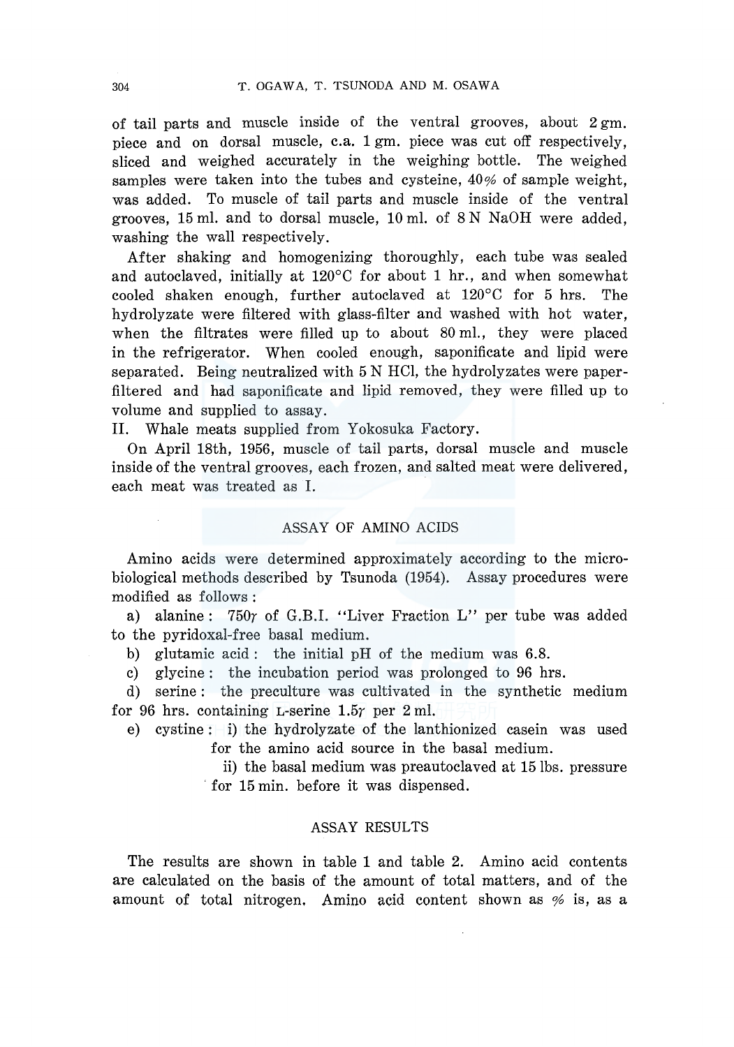of tail parts and muscle inside of the ventral grooves, about 2 gm. piece and on dorsal muscle, c.a. 1 gm. piece was cut off respectively, sliced and weighed accurately in the weighing bottle. The weighed samples were taken into the tubes and cysteine, 40% of sample weight, was added. To muscle of tail parts and muscle inside of the ventral grooves, 15 ml. and to dorsal muscle, 10 ml. of 8 N NaOH were added, washing the wall respectively.

After shaking and homogenizing thoroughly, each tube was sealed and autoclaved, initially at 120°C for about 1 hr., and when somewhat cooled shaken enough, further autoclaved at 120°C for 5 hrs. The hydrolyzate were filtered with glass-filter and washed with hot water, when the filtrates were filled up to about 80 ml., they were placed in the refrigerator. When cooled enough, saponificate and lipid were separated. Being neutralized with 5 N HCl, the hydrolyzates were paper-filtered and had saponificate and lipid removed, they were filled up to volume and supplied to assay.

II. Whale meats supplied from Yokosuka Factory.

On April 18th, 1956, muscle of tail parts, dorsal muscle and muscle inside of the ventral grooves, each frozen, and salted meat were delivered, each meat was treated as I.

## ASSAY OF AMINO ACIDS

Amino acids were determined approximately according to the microbiological methods described by Tsunoda (1954). Assay procedures were modified as follows :

a) alanine : 750$\gamma$ of G.B.I. "Liver Fraction L" per tube was added to the pyridoxal-free basal medium.

b) glutamic acid : the initial pH of the medium was 6.8.

c) glycine : the incubation period was prolonged to 96 hrs.

d) serine : the preculture was cultivated in the synthetic medium for 96 hrs. containing L-serine 1.5$\gamma$ per 2 ml.

e) cystine : i) the hydrolyzate of the lanthionized casein was used for the amino acid source in the basal medium.

ii) the basal medium was preautoclaved at 15 lbs. pressure for 15 min. before it was dispensed.

## ASSAY RESULTS

The results are shown in table 1 and table 2. Amino acid contents are calculated on the basis of the amount of total matters, and of the amount of total nitrogen. Amino acid content shown as % is, as a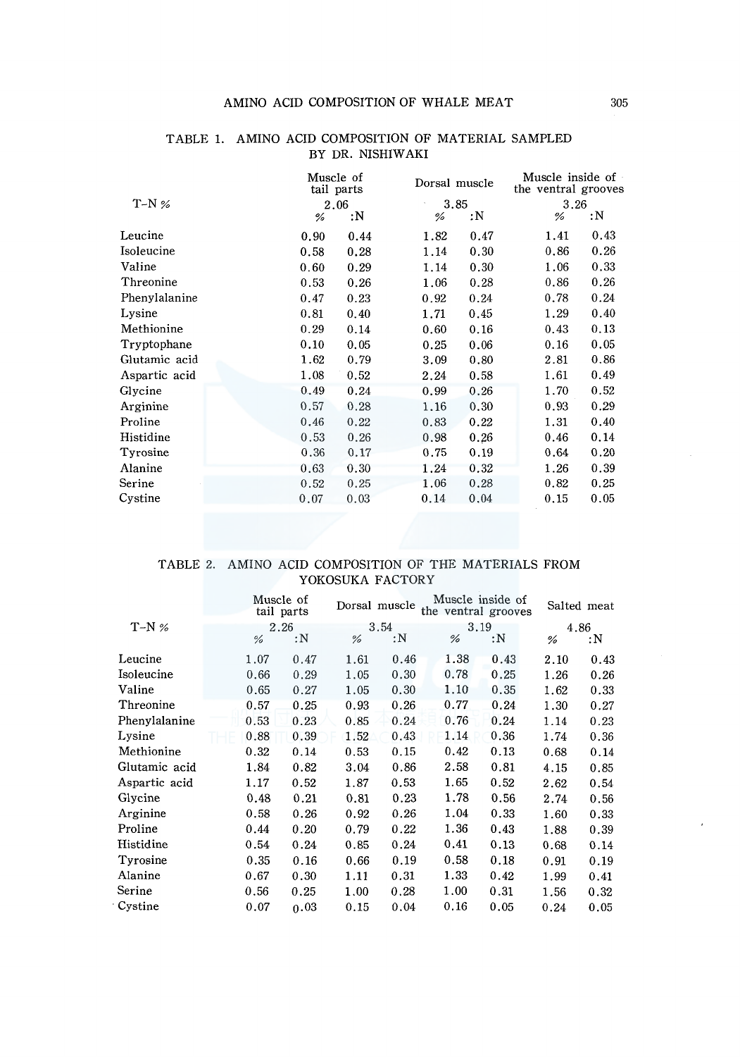TABLE 1. AMINO ACID COMPOSITION OF MATERIAL SAMPLED BY DR. NISHIWAKI

| | Muscle of tail parts | | Dorsal muscle | | Muscle inside of the ventral grooves | |
|---|---|---|---|---|---|---|
| T-N % | 2.06 | | 3.85 | | 3.26 | |
| | % | :N | % | :N | % | :N |
| Leucine | 0.90 | 0.44 | 1.82 | 0.47 | 1.41 | 0.43 |
| Isoleucine | 0.58 | 0.28 | 1.14 | 0.30 | 0.86 | 0.26 |
| Valine | 0.60 | 0.29 | 1.14 | 0.30 | 1.06 | 0.33 |
| Threonine | 0.53 | 0.26 | 1.06 | 0.28 | 0.86 | 0.26 |
| Phenylalanine | 0.47 | 0.23 | 0.92 | 0.24 | 0.78 | 0.24 |
| Lysine | 0.81 | 0.40 | 1.71 | 0.45 | 1.29 | 0.40 |
| Methionine | 0.29 | 0.14 | 0.60 | 0.16 | 0.43 | 0.13 |
| Tryptophane | 0.10 | 0.05 | 0.25 | 0.06 | 0.16 | 0.05 |
| Glutamic acid | 1.62 | 0.79 | 3.09 | 0.80 | 2.81 | 0.86 |
| Aspartic acid | 1.08 | 0.52 | 2.24 | 0.58 | 1.61 | 0.49 |
| Glycine | 0.49 | 0.24 | 0.99 | 0.26 | 1.70 | 0.52 |
| Arginine | 0.57 | 0.28 | 1.16 | 0.30 | 0.93 | 0.29 |
| Proline | 0.46 | 0.22 | 0.83 | 0.22 | 1.31 | 0.40 |
| Histidine | 0.53 | 0.26 | 0.98 | 0.26 | 0.46 | 0.14 |
| Tyrosine | 0.36 | 0.17 | 0.75 | 0.19 | 0.64 | 0.20 |
| Alanine | 0.63 | 0.30 | 1.24 | 0.32 | 1.26 | 0.39 |
| Serine | 0.52 | 0.25 | 1.06 | 0.28 | 0.82 | 0.25 |
| Cystine | 0.07 | 0.03 | 0.14 | 0.04 | 0.15 | 0.05 |

TABLE 2. AMINO ACID COMPOSITION OF THE MATERIALS FROM YOKOSUKA FACTORY

| | Muscle of tail parts | | Dorsal muscle | | Muscle inside of the ventral grooves | | Salted meat | |
|---|---|---|---|---|---|---|---|---|
| T-N % | 2.26 | | 3.54 | | 3.19 | | 4.86 | |
| | % | :N | % | :N | % | :N | % | :N |
| Leucine | 1.07 | 0.47 | 1.61 | 0.46 | 1.38 | 0.43 | 2.10 | 0.43 |
| Isoleucine | 0.66 | 0.29 | 1.05 | 0.30 | 0.78 | 0.25 | 1.26 | 0.26 |
| Valine | 0.65 | 0.27 | 1.05 | 0.30 | 1.10 | 0.35 | 1.62 | 0.33 |
| Threonine | 0.57 | 0.25 | 0.93 | 0.26 | 0.77 | 0.24 | 1.30 | 0.27 |
| Phenylalanine | 0.53 | 0.23 | 0.85 | 0.24 | 0.76 | 0.24 | 1.14 | 0.23 |
| Lysine | 0.88 | 0.39 | 1.52 | 0.43 | 1.14 | 0.36 | 1.74 | 0.36 |
| Methionine | 0.32 | 0.14 | 0.53 | 0.15 | 0.42 | 0.13 | 0.68 | 0.14 |
| Glutamic acid | 1.84 | 0.82 | 3.04 | 0.86 | 2.58 | 0.81 | 4.15 | 0.85 |
| Aspartic acid | 1.17 | 0.52 | 1.87 | 0.53 | 1.65 | 0.52 | 2.62 | 0.54 |
| Glycine | 0.48 | 0.21 | 0.81 | 0.23 | 1.78 | 0.56 | 2.74 | 0.56 |
| Arginine | 0.58 | 0.26 | 0.92 | 0.26 | 1.04 | 0.33 | 1.60 | 0.33 |
| Proline | 0.44 | 0.20 | 0.79 | 0.22 | 1.36 | 0.43 | 1.88 | 0.39 |
| Histidine | 0.54 | 0.24 | 0.85 | 0.24 | 0.41 | 0.13 | 0.68 | 0.14 |
| Tyrosine | 0.35 | 0.16 | 0.66 | 0.19 | 0.58 | 0.18 | 0.91 | 0.19 |
| Alanine | 0.67 | 0.30 | 1.11 | 0.31 | 1.33 | 0.42 | 1.99 | 0.41 |
| Serine | 0.56 | 0.25 | 1.00 | 0.28 | 1.00 | 0.31 | 1.56 | 0.32 |
| Cystine | 0.07 | 0.03 | 0.15 | 0.04 | 0.16 | 0.05 | 0.24 | 0.05 |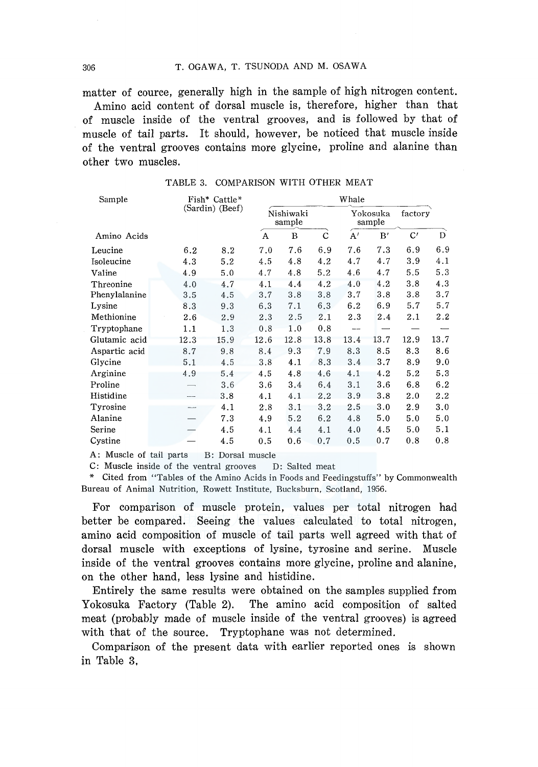matter of cource, generally high in the sample of high nitrogen content.

Amino acid content of dorsal muscle is, therefore, higher than that of muscle inside of the ventral grooves, and is followed by that of muscle of tail parts. It should, however, be noticed that muscle inside of the ventral grooves contains more glycine, proline and alanine than other two muscles.

TABLE 3. COMPARISON WITH OTHER MEAT

| Sample | Fish* (Sardin) | Cattle* (Beef) | Whale | | | | | | |
|---|---|---|---|---|---|---|---|---|---|
| | | | Nishiwaki sample | | | Yokosuka sample | | factory | |
| Amino Acids | | | A | B | C | A′ | B′ | C′ | D |
| Leucine | 6.2 | 8.2 | 7.0 | 7.6 | 6.9 | 7.6 | 7.3 | 6.9 | 6.9 |
| Isoleucine | 4.3 | 5.2 | 4.5 | 4.8 | 4.2 | 4.7 | 4.7 | 3.9 | 4.1 |
| Valine | 4.9 | 5.0 | 4.7 | 4.8 | 5.2 | 4.6 | 4.7 | 5.5 | 5.3 |
| Threonine | 4.0 | 4.7 | 4.1 | 4.4 | 4.2 | 4.0 | 4.2 | 3.8 | 4.3 |
| Phenylalanine | 3.5 | 4.5 | 3.7 | 3.8 | 3.8 | 3.7 | 3.8 | 3.8 | 3.7 |
| Lysine | 8.3 | 9.3 | 6.3 | 7.1 | 6.3 | 6.2 | 6.9 | 5.7 | 5.7 |
| Methionine | 2.6 | 2.9 | 2.3 | 2.5 | 2.1 | 2.3 | 2.4 | 2.1 | 2.2 |
| Tryptophane | 1.1 | 1.3 | 0.8 | 1.0 | 0.8 | — | — | — | — |
| Glutamic acid | 12.3 | 15.9 | 12.6 | 12.8 | 13.8 | 13.4 | 13.7 | 12.9 | 13.7 |
| Aspartic acid | 8.7 | 9.8 | 8.4 | 9.3 | 7.9 | 8.3 | 8.5 | 8.3 | 8.6 |
| Glycine | 5.1 | 4.5 | 3.8 | 4.1 | 8.3 | 3.4 | 3.7 | 8.9 | 9.0 |
| Arginine | 4.9 | 5.4 | 4.5 | 4.8 | 4.6 | 4.1 | 4.2 | 5.2 | 5.3 |
| Proline | — | 3.6 | 3.6 | 3.4 | 6.4 | 3.1 | 3.6 | 6.8 | 6.2 |
| Histidine | — | 3.8 | 4.1 | 4.1 | 2.2 | 3.9 | 3.8 | 2.0 | 2.2 |
| Tyrosine | — | 4.1 | 2.8 | 3.1 | 3.2 | 2.5 | 3.0 | 2.9 | 3.0 |
| Alanine | — | 7.3 | 4.9 | 5.2 | 6.2 | 4.8 | 5.0 | 5.0 | 5.0 |
| Serine | — | 4.5 | 4.1 | 4.4 | 4.1 | 4.0 | 4.5 | 5.0 | 5.1 |
| Cystine | — | 4.5 | 0.5 | 0.6 | 0.7 | 0.5 | 0.7 | 0.8 | 0.8 |

A: Muscle of tail parts B: Dorsal muscle

C: Muscle inside of the ventral grooves D: Salted meat

\* Cited from "Tables of the Amino Acids in Foods and Feedingstuffs" by Commonwealth Bureau of Animal Nutrition, Rowett Institute, Bucksburn, Scotland, 1956.

For comparison of muscle protein, values per total nitrogen had better be compared. Seeing the values calculated to total nitrogen, amino acid composition of muscle of tail parts well agreed with that of dorsal muscle with exceptions of lysine, tyrosine and serine. Muscle inside of the ventral grooves contains more glycine, proline and alanine, on the other hand, less lysine and histidine.

Entirely the same results were obtained on the samples supplied from Yokosuka Factory (Table 2). The amino acid composition of salted meat (probably made of muscle inside of the ventral grooves) is agreed with that of the source. Tryptophane was not determined.

Comparison of the present data with earlier reported ones is shown in Table 3.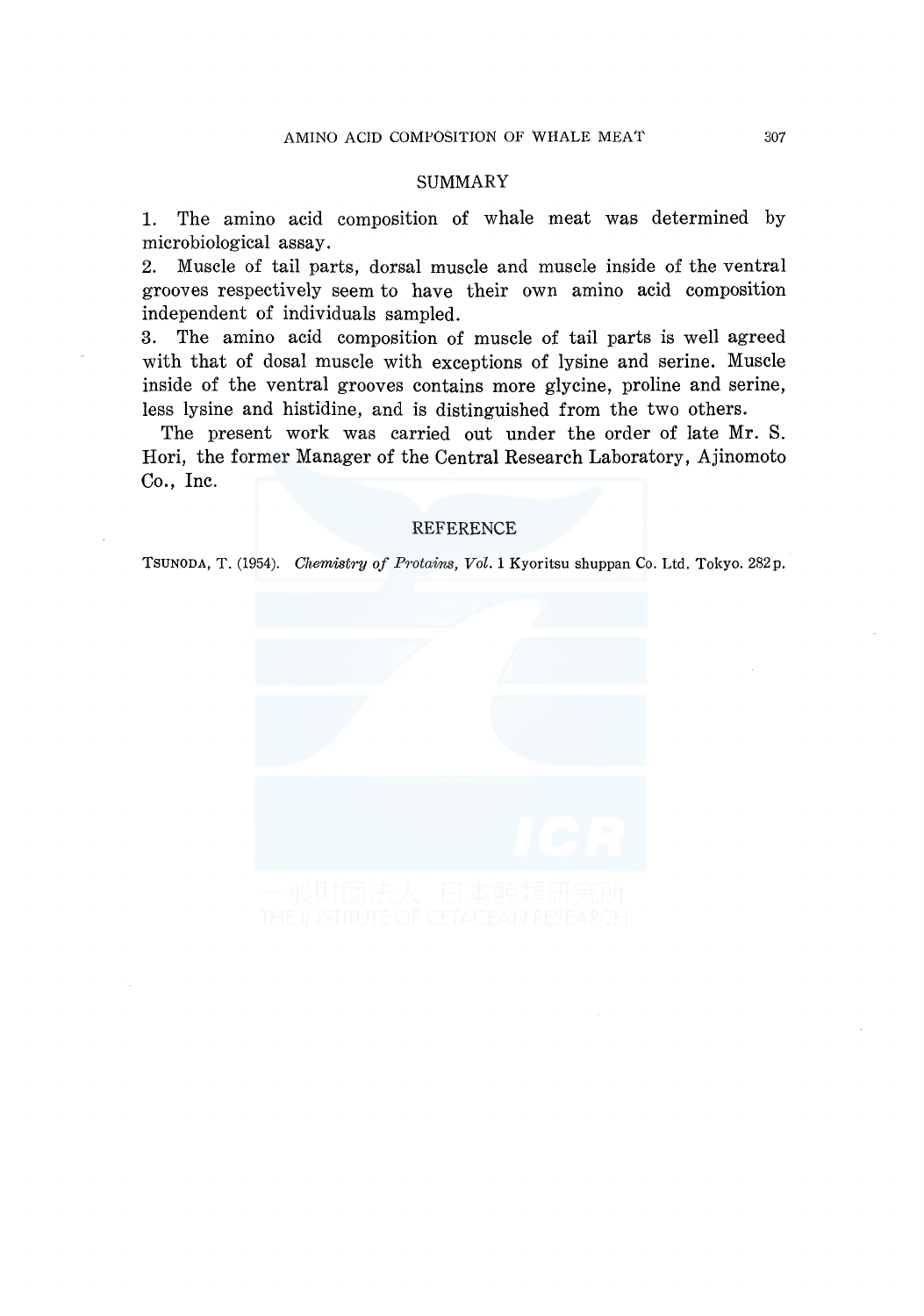## SUMMARY

1. The amino acid composition of whale meat was determined by microbiological assay.
2. Muscle of tail parts, dorsal muscle and muscle inside of the ventral grooves respectively seem to have their own amino acid composition independent of individuals sampled.
3. The amino acid composition of muscle of tail parts is well agreed with that of dosal muscle with exceptions of lysine and serine. Muscle inside of the ventral grooves contains more glycine, proline and serine, less lysine and histidine, and is distinguished from the two others.

The present work was carried out under the order of late Mr. S. Hori, the former Manager of the Central Research Laboratory, Ajinomoto Co., Inc.

## REFERENCE

TSUNODA, T. (1954). *Chemistry of Protains, Vol.* 1 Kyoritsu shuppan Co. Ltd. Tokyo. 282 p.